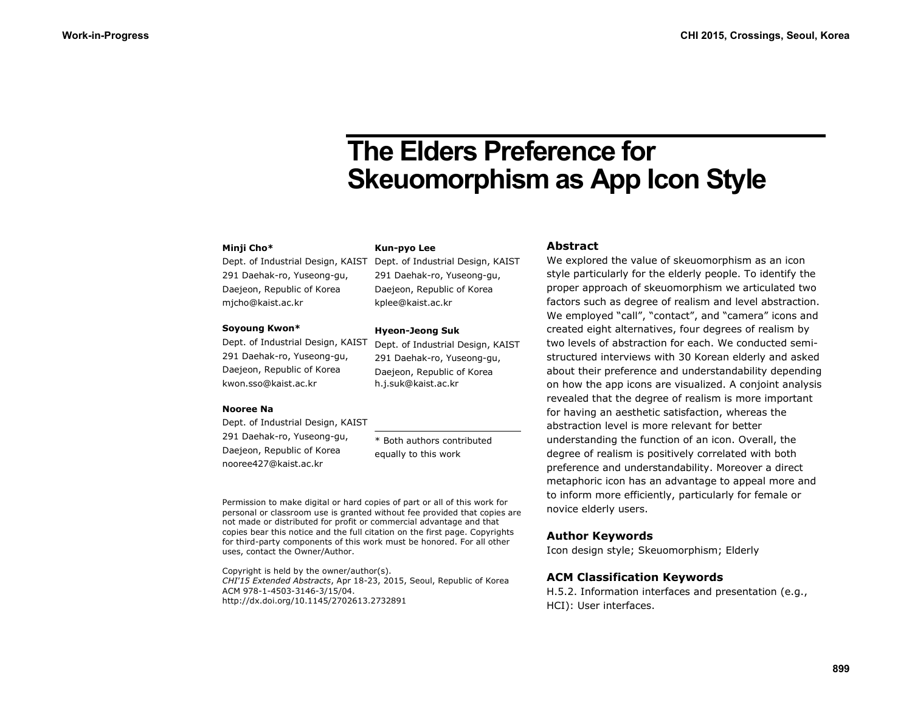# The Elders Preference for Skeuomorphism as App Icon Style

**Minji Cho***
Dept. of Industrial Design, KAIST
291 Daehak-ro, Yuseong-gu,
Daejeon, Republic of Korea
mjcho@kaist.ac.kr

**Soyoung Kwon***
Dept. of Industrial Design, KAIST
291 Daehak-ro, Yuseong-gu,
Daejeon, Republic of Korea
kwon.sso@kaist.ac.kr

**Nooree Na**
Dept. of Industrial Design, KAIST
291 Daehak-ro, Yuseong-gu,
Daejeon, Republic of Korea
nooree427@kaist.ac.kr

**Kun-pyo Lee**
Dept. of Industrial Design, KAIST
291 Daehak-ro, Yuseong-gu,
Daejeon, Republic of Korea
kplee@kaist.ac.kr

**Hyeon-Jeong Suk**
Dept. of Industrial Design, KAIST
291 Daehak-ro, Yuseong-gu,
Daejeon, Republic of Korea
h.j.suk@kaist.ac.kr

* Both authors contributed equally to this work

Permission to make digital or hard copies of part or all of this work for personal or classroom use is granted without fee provided that copies are not made or distributed for profit or commercial advantage and that copies bear this notice and the full citation on the first page. Copyrights for third-party components of this work must be honored. For all other uses, contact the Owner/Author.

Copyright is held by the owner/author(s).
*CHI'15 Extended Abstracts*, Apr 18-23, 2015, Seoul, Republic of Korea
ACM 978-1-4503-3146-3/15/04.
http://dx.doi.org/10.1145/2702613.2732891

## Abstract

We explored the value of skeuomorphism as an icon style particularly for the elderly people. To identify the proper approach of skeuomorphism we articulated two factors such as degree of realism and level abstraction. We employed “call”, “contact”, and “camera” icons and created eight alternatives, four degrees of realism by two levels of abstraction for each. We conducted semi-structured interviews with 30 Korean elderly and asked about their preference and understandability depending on how the app icons are visualized. A conjoint analysis revealed that the degree of realism is more important for having an aesthetic satisfaction, whereas the abstraction level is more relevant for better understanding the function of an icon. Overall, the degree of realism is positively correlated with both preference and understandability. Moreover a direct metaphoric icon has an advantage to appeal more and to inform more efficiently, particularly for female or novice elderly users.

## Author Keywords

Icon design style; Skeuomorphism; Elderly

## ACM Classification Keywords

H.5.2. Information interfaces and presentation (e.g., HCI): User interfaces.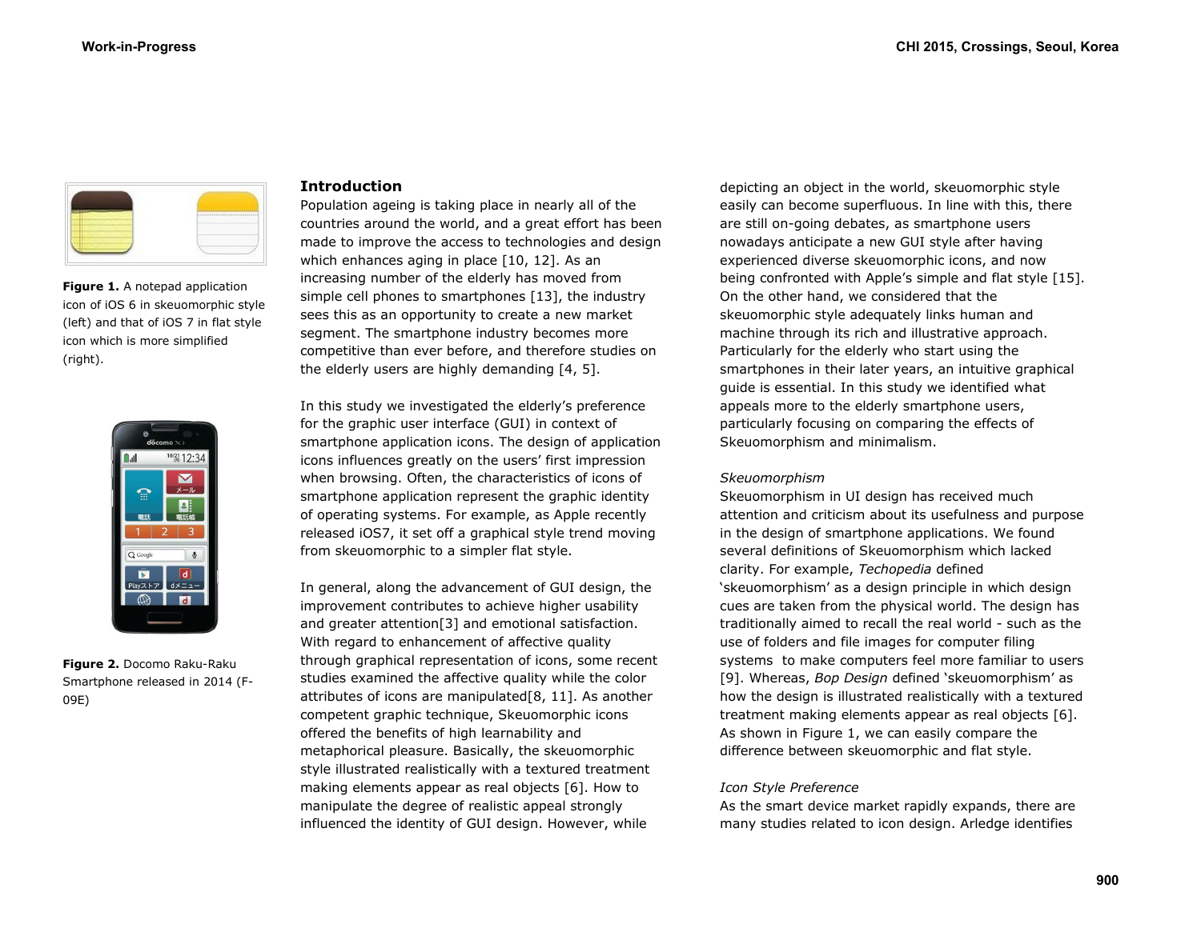Figure 1. A notepad application icon of iOS 6 in skeuomorphic style (left) and that of iOS 7 in flat style icon which is more simplified (right).

Figure 2. Docomo Raku-Raku Smartphone released in 2014 (F-09E)

## Introduction

Population ageing is taking place in nearly all of the countries around the world, and a great effort has been made to improve the access to technologies and design which enhances aging in place [10, 12]. As an increasing number of the elderly has moved from simple cell phones to smartphones [13], the industry sees this as an opportunity to create a new market segment. The smartphone industry becomes more competitive than ever before, and therefore studies on the elderly users are highly demanding [4, 5].

In this study we investigated the elderly's preference for the graphic user interface (GUI) in context of smartphone application icons. The design of application icons influences greatly on the users' first impression when browsing. Often, the characteristics of icons of smartphone application represent the graphic identity of operating systems. For example, as Apple recently released iOS7, it set off a graphical style trend moving from skeuomorphic to a simpler flat style.

In general, along the advancement of GUI design, the improvement contributes to achieve higher usability and greater attention[3] and emotional satisfaction. With regard to enhancement of affective quality through graphical representation of icons, some recent studies examined the affective quality while the color attributes of icons are manipulated[8, 11]. As another competent graphic technique, Skeuomorphic icons offered the benefits of high learnability and metaphorical pleasure. Basically, the skeuomorphic style illustrated realistically with a textured treatment making elements appear as real objects [6]. How to manipulate the degree of realistic appeal strongly influenced the identity of GUI design. However, while depicting an object in the world, skeuomorphic style easily can become superfluous. In line with this, there are still on-going debates, as smartphone users nowadays anticipate a new GUI style after having experienced diverse skeuomorphic icons, and now being confronted with Apple's simple and flat style [15]. On the other hand, we considered that the skeuomorphic style adequately links human and machine through its rich and illustrative approach. Particularly for the elderly who start using the smartphones in their later years, an intuitive graphical guide is essential. In this study we identified what appeals more to the elderly smartphone users, particularly focusing on comparing the effects of Skeuomorphism and minimalism.

### *Skeuomorphism*

Skeuomorphism in UI design has received much attention and criticism about its usefulness and purpose in the design of smartphone applications. We found several definitions of Skeuomorphism which lacked clarity. For example, *Techopedia* defined 'skeuomorphism' as a design principle in which design cues are taken from the physical world. The design has traditionally aimed to recall the real world - such as the use of folders and file images for computer filing systems to make computers feel more familiar to users [9]. Whereas, *Bop Design* defined 'skeuomorphism' as how the design is illustrated realistically with a textured treatment making elements appear as real objects [6]. As shown in Figure 1, we can easily compare the difference between skeuomorphic and flat style.

### *Icon Style Preference*

As the smart device market rapidly expands, there are many studies related to icon design. Arledge identifies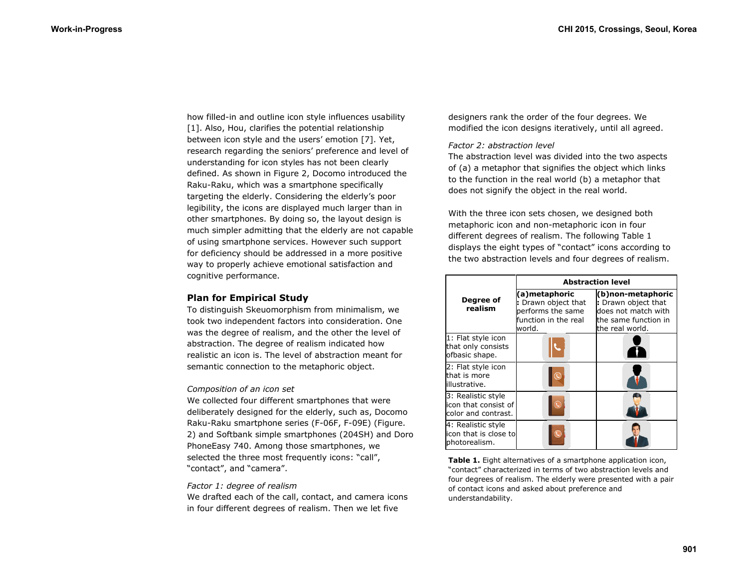how filled-in and outline icon style influences usability [1]. Also, Hou, clarifies the potential relationship between icon style and the users' emotion [7]. Yet, research regarding the seniors' preference and level of understanding for icon styles has not been clearly defined. As shown in Figure 2, Docomo introduced the Raku-Raku, which was a smartphone specifically targeting the elderly. Considering the elderly's poor legibility, the icons are displayed much larger than in other smartphones. By doing so, the layout design is much simpler admitting that the elderly are not capable of using smartphone services. However such support for deficiency should be addressed in a more positive way to properly achieve emotional satisfaction and cognitive performance.

## Plan for Empirical Study

To distinguish Skeuomorphism from minimalism, we took two independent factors into consideration. One was the degree of realism, and the other the level of abstraction. The degree of realism indicated how realistic an icon is. The level of abstraction meant for semantic connection to the metaphoric object.

*Composition of an icon set*

We collected four different smartphones that were deliberately designed for the elderly, such as, Docomo Raku-Raku smartphone series (F-06F, F-09E) (Figure. 2) and Softbank simple smartphones (204SH) and Doro PhoneEasy 740. Among those smartphones, we selected the three most frequently icons: "call", "contact", and "camera".

*Factor 1: degree of realism*

We drafted each of the call, contact, and camera icons in four different degrees of realism. Then we let five designers rank the order of the four degrees. We modified the icon designs iteratively, until all agreed.

*Factor 2: abstraction level*

The abstraction level was divided into the two aspects of (a) a metaphor that signifies the object which links to the function in the real world (b) a metaphor that does not signify the object in the real world.

With the three icon sets chosen, we designed both metaphoric icon and non-metaphoric icon in four different degrees of realism. The following Table 1 displays the eight types of "contact" icons according to the two abstraction levels and four degrees of realism.

| Degree of realism | Abstraction level | |
|---|---|---|
| | **(a)metaphoric** : Drawn object that performs the same function in the real world. | **(b)non-metaphoric** : Drawn object that does not match with the same function in the real world. |
| 1: Flat style icon that only consists ofbasic shape. | | |
| 2: Flat style icon that is more illustrative. | | |
| 3: Realistic style icon that consist of color and contrast. | | |
| 4: Realistic style icon that is close to photorealism. | | |

**Table 1.** Eight alternatives of a smartphone application icon, "contact" characterized in terms of two abstraction levels and four degrees of realism. The elderly were presented with a pair of contact icons and asked about preference and understandability.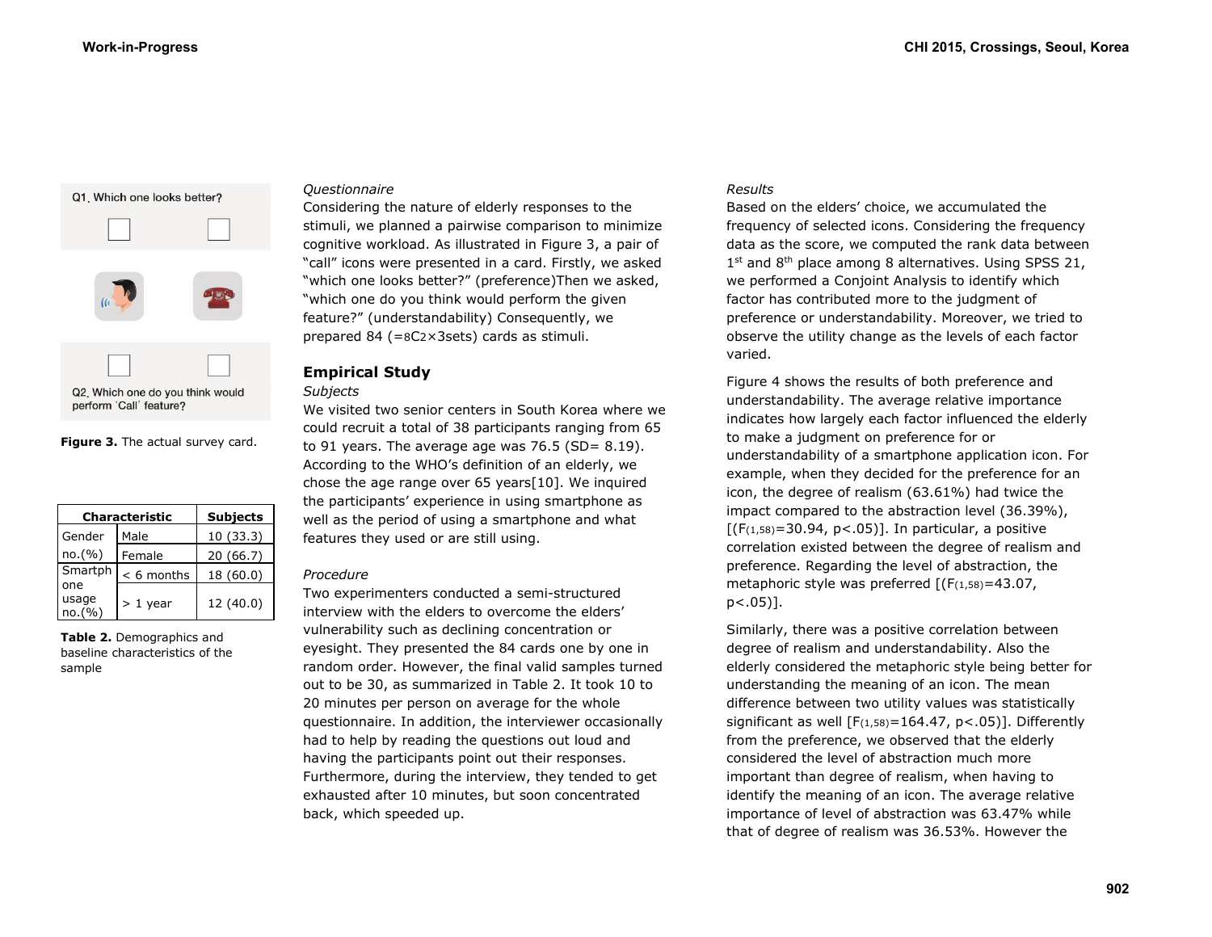Q1. Which one looks better?

Q2. Which one do you think would perform 'Call' feature?

**Figure 3.** The actual survey card.

| Characteristic | | Subjects |
|---|---|---|
| Gender no.(%) | Male | 10 (33.3) |
| | Female | 20 (66.7) |
| Smartphone usage no.(%) | < 6 months | 18 (60.0) |
| | > 1 year | 12 (40.0) |

**Table 2.** Demographics and baseline characteristics of the sample

*Questionnaire*

Considering the nature of elderly responses to the stimuli, we planned a pairwise comparison to minimize cognitive workload. As illustrated in Figure 3, a pair of "call" icons were presented in a card. Firstly, we asked "which one looks better?" (preference)Then we asked, "which one do you think would perform the given feature?" (understandability) Consequently, we prepared 84 (=$_8C_2$×3sets) cards as stimuli.

## Empirical Study

*Subjects*

We visited two senior centers in South Korea where we could recruit a total of 38 participants ranging from 65 to 91 years. The average age was 76.5 (SD= 8.19). According to the WHO's definition of an elderly, we chose the age range over 65 years[10]. We inquired the participants' experience in using smartphone as well as the period of using a smartphone and what features they used or are still using.

*Procedure*

Two experimenters conducted a semi-structured interview with the elders to overcome the elders' vulnerability such as declining concentration or eyesight. They presented the 84 cards one by one in random order. However, the final valid samples turned out to be 30, as summarized in Table 2. It took 10 to 20 minutes per person on average for the whole questionnaire. In addition, the interviewer occasionally had to help by reading the questions out loud and having the participants point out their responses. Furthermore, during the interview, they tended to get exhausted after 10 minutes, but soon concentrated back, which speeded up.

*Results*

Based on the elders' choice, we accumulated the frequency of selected icons. Considering the frequency data as the score, we computed the rank data between 1st and 8th place among 8 alternatives. Using SPSS 21, we performed a Conjoint Analysis to identify which factor has contributed more to the judgment of preference or understandability. Moreover, we tried to observe the utility change as the levels of each factor varied.

Figure 4 shows the results of both preference and understandability. The average relative importance indicates how largely each factor influenced the elderly to make a judgment on preference for or understandability of a smartphone application icon. For example, when they decided for the preference for an icon, the degree of realism (63.61%) had twice the impact compared to the abstraction level (36.39%), [($F_{(1,58)}$=30.94, $p<.05$)]. In particular, a positive correlation existed between the degree of realism and preference. Regarding the level of abstraction, the metaphoric style was preferred [($F_{(1,58)}$=43.07, $p<.05$)].

Similarly, there was a positive correlation between degree of realism and understandability. Also the elderly considered the metaphoric style being better for understanding the meaning of an icon. The mean difference between two utility values was statistically significant as well [$F_{(1,58)}$=164.47, $p<.05$)]. Differently from the preference, we observed that the elderly considered the level of abstraction much more important than degree of realism, when having to identify the meaning of an icon. The average relative importance of level of abstraction was 63.47% while that of degree of realism was 36.53%. However the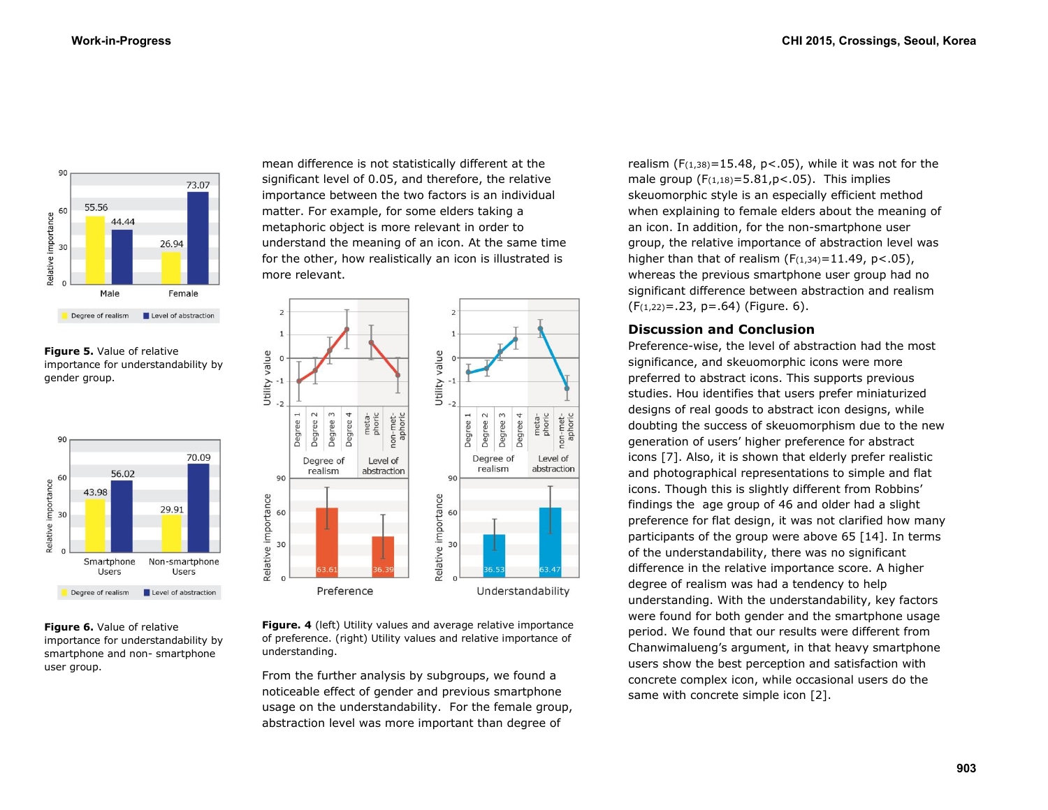mean difference is not statistically different at the significant level of 0.05, and therefore, the relative importance between the two factors is an individual matter. For example, for some elders taking a metaphoric object is more relevant in order to understand the meaning of an icon. At the same time for the other, how realistically an icon is illustrated is more relevant.

**Figure 5.** Value of relative importance for understandability by gender group.

**Figure 6.** Value of relative importance for understandability by smartphone and non- smartphone user group.

**Figure. 4** (left) Utility values and average relative importance of preference. (right) Utility values and relative importance of understanding.

From the further analysis by subgroups, we found a noticeable effect of gender and previous smartphone usage on the understandability. For the female group, abstraction level was more important than degree of realism ($F_{(1,38)}$=15.48, $p<.05$), while it was not for the male group ($F_{(1,18)}$=5.81, $p<.05$). This implies skeuomorphic style is an especially efficient method when explaining to female elders about the meaning of an icon. In addition, for the non-smartphone user group, the relative importance of abstraction level was higher than that of realism ($F_{(1,34)}$=11.49, $p<.05$), whereas the previous smartphone user group had no significant difference between abstraction and realism ($F_{(1,22)}$=.23, $p$=.64) (Figure. 6).

## Discussion and Conclusion

Preference-wise, the level of abstraction had the most significance, and skeuomorphic icons were more preferred to abstract icons. This supports previous studies. Hou identifies that users prefer miniaturized designs of real goods to abstract icon designs, while doubting the success of skeuomorphism due to the new generation of users' higher preference for abstract icons [7]. Also, it is shown that elderly prefer realistic and photographical representations to simple and flat icons. Though this is slightly different from Robbins' findings the age group of 46 and older had a slight preference for flat design, it was not clarified how many participants of the group were above 65 [14]. In terms of the understandability, there was no significant difference in the relative importance score. A higher degree of realism was had a tendency to help understanding. With the understandability, key factors were found for both gender and the smartphone usage period. We found that our results were different from Chanwimalueng's argument, in that heavy smartphone users show the best perception and satisfaction with concrete complex icon, while occasional users do the same with concrete simple icon [2].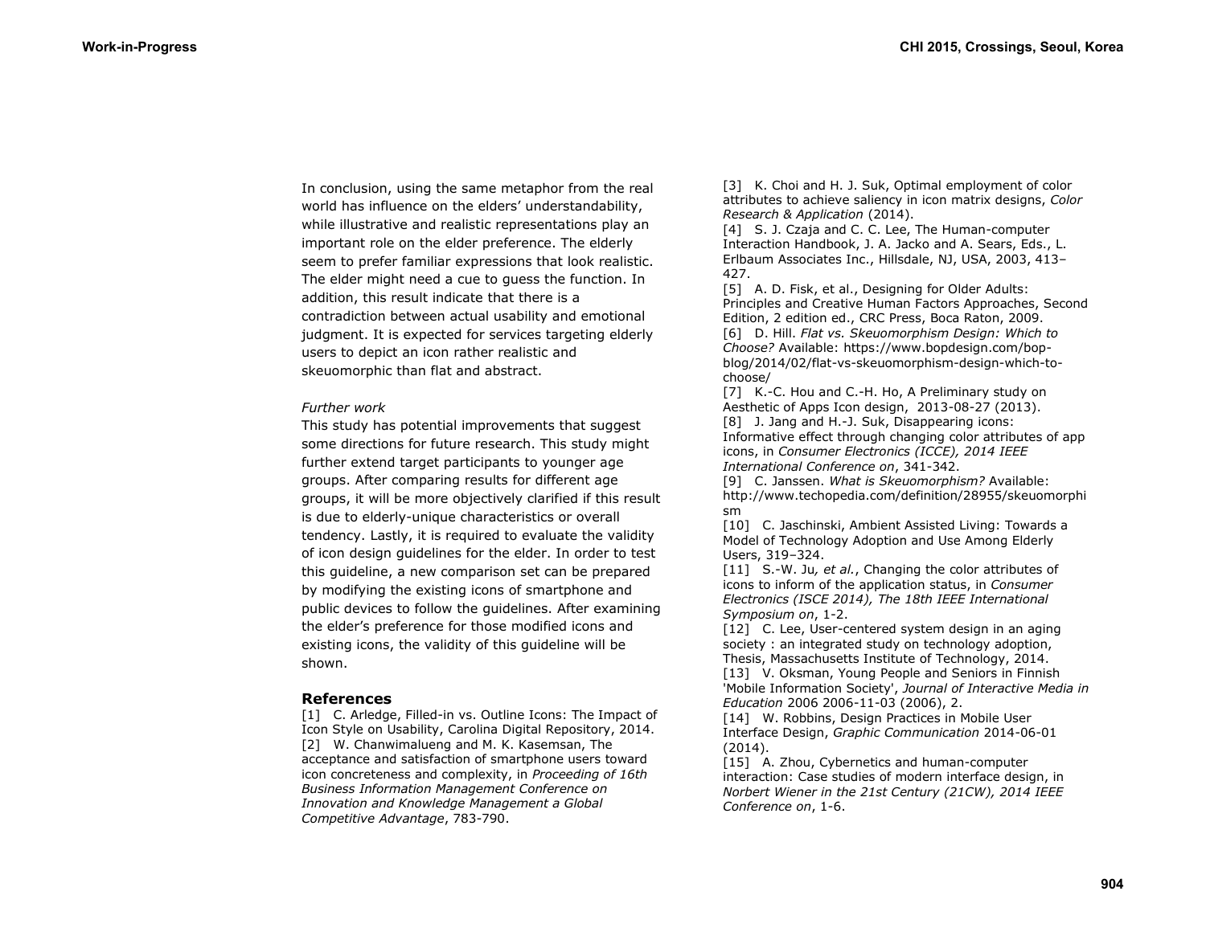In conclusion, using the same metaphor from the real world has influence on the elders' understandability, while illustrative and realistic representations play an important role on the elder preference. The elderly seem to prefer familiar expressions that look realistic. The elder might need a cue to guess the function. In addition, this result indicate that there is a contradiction between actual usability and emotional judgment. It is expected for services targeting elderly users to depict an icon rather realistic and skeuomorphic than flat and abstract.

*Further work*

This study has potential improvements that suggest some directions for future research. This study might further extend target participants to younger age groups. After comparing results for different age groups, it will be more objectively clarified if this result is due to elderly-unique characteristics or overall tendency. Lastly, it is required to evaluate the validity of icon design guidelines for the elder. In order to test this guideline, a new comparison set can be prepared by modifying the existing icons of smartphone and public devices to follow the guidelines. After examining the elder's preference for those modified icons and existing icons, the validity of this guideline will be shown.

## References

[1] C. Arledge, Filled-in vs. Outline Icons: The Impact of Icon Style on Usability, Carolina Digital Repository, 2014.

[2] W. Chanwimalueng and M. K. Kasemsan, The acceptance and satisfaction of smartphone users toward icon concreteness and complexity, in *Proceeding of 16th Business Information Management Conference on Innovation and Knowledge Management a Global Competitive Advantage*, 783-790.

[3] K. Choi and H. J. Suk, Optimal employment of color attributes to achieve saliency in icon matrix designs, *Color Research & Application* (2014).

[4] S. J. Czaja and C. C. Lee, The Human-computer Interaction Handbook, J. A. Jacko and A. Sears, Eds., L. Erlbaum Associates Inc., Hillsdale, NJ, USA, 2003, 413–427.

[5] A. D. Fisk, et al., Designing for Older Adults: Principles and Creative Human Factors Approaches, Second Edition, 2 edition ed., CRC Press, Boca Raton, 2009.

[6] D. Hill. *Flat vs. Skeuomorphism Design: Which to Choose?* Available: https://www.bopdesign.com/bop-blog/2014/02/flat-vs-skeuomorphism-design-which-to-choose/

[7] K.-C. Hou and C.-H. Ho, A Preliminary study on Aesthetic of Apps Icon design, 2013-08-27 (2013).

[8] J. Jang and H.-J. Suk, Disappearing icons: Informative effect through changing color attributes of app icons, in *Consumer Electronics (ICCE), 2014 IEEE International Conference on*, 341-342.

[9] C. Janssen. *What is Skeuomorphism?* Available: http://www.techopedia.com/definition/28955/skeuomorphism

[10] C. Jaschinski, Ambient Assisted Living: Towards a Model of Technology Adoption and Use Among Elderly Users, 319–324.

[11] S.-W. Ju*, et al.*, Changing the color attributes of icons to inform of the application status, in *Consumer Electronics (ISCE 2014), The 18th IEEE International Symposium on*, 1-2.

[12] C. Lee, User-centered system design in an aging society : an integrated study on technology adoption, Thesis, Massachusetts Institute of Technology, 2014.

[13] V. Oksman, Young People and Seniors in Finnish 'Mobile Information Society', *Journal of Interactive Media in Education* 2006 2006-11-03 (2006), 2.

[14] W. Robbins, Design Practices in Mobile User Interface Design, *Graphic Communication* 2014-06-01 (2014).

[15] A. Zhou, Cybernetics and human-computer interaction: Case studies of modern interface design, in *Norbert Wiener in the 21st Century (21CW), 2014 IEEE Conference on*, 1-6.